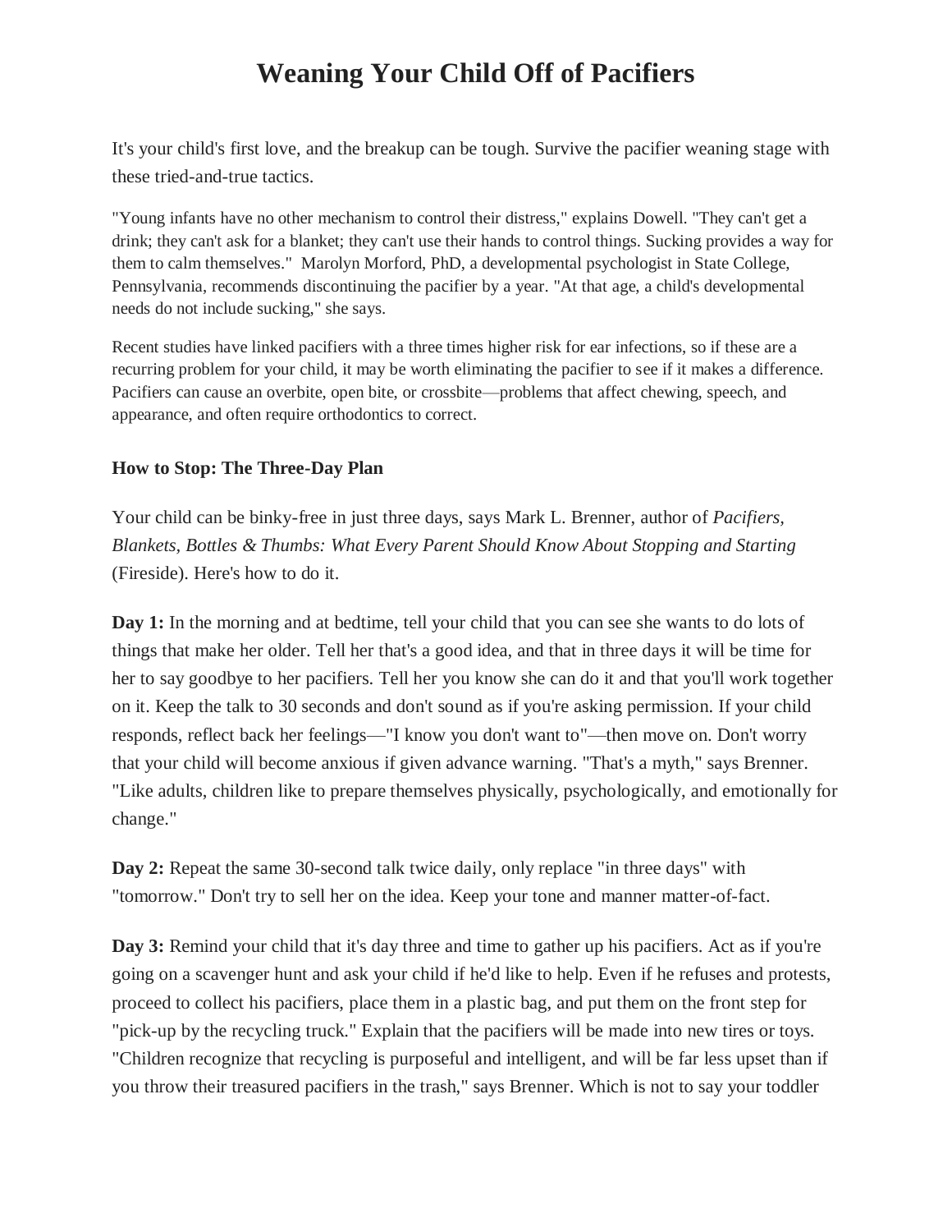# Weaning Your Child Off of Pacifiers

It's your child's first love, and the breakup can be tough. Survive the pacifier weaning stage with these tried-and-true tactics.

"Young infants have no other mechanism to control their distress," explains Dowell. "They can't get a drink; they can't ask for a blanket; they can't use their hands to control things. Sucking provides a way for them to calm themselves." Marolyn Morford, PhD, a developmental psychologist in State College, Pennsylvania, recommends discontinuing the pacifier by a year. "At that age, a child's developmental needs do not include sucking," she says.

Recent studies have linked pacifiers with a three times higher risk for ear infections, so if these are a recurring problem for your child, it may be worth eliminating the pacifier to see if it makes a difference. Pacifiers can cause an overbite, open bite, or crossbite—problems that affect chewing, speech, and appearance, and often require orthodontics to correct.

**How to Stop: The Three-Day Plan**

Your child can be binky-free in just three days, says Mark L. Brenner, author of *Pacifiers, Blankets, Bottles & Thumbs: What Every Parent Should Know About Stopping and Starting* (Fireside). Here's how to do it.

**Day 1:** In the morning and at bedtime, tell your child that you can see she wants to do lots of things that make her older. Tell her that's a good idea, and that in three days it will be time for her to say goodbye to her pacifiers. Tell her you know she can do it and that you'll work together on it. Keep the talk to 30 seconds and don't sound as if you're asking permission. If your child responds, reflect back her feelings—"I know you don't want to"—then move on. Don't worry that your child will become anxious if given advance warning. "That's a myth," says Brenner. "Like adults, children like to prepare themselves physically, psychologically, and emotionally for change."

**Day 2:** Repeat the same 30-second talk twice daily, only replace "in three days" with "tomorrow." Don't try to sell her on the idea. Keep your tone and manner matter-of-fact.

**Day 3:** Remind your child that it's day three and time to gather up his pacifiers. Act as if you're going on a scavenger hunt and ask your child if he'd like to help. Even if he refuses and protests, proceed to collect his pacifiers, place them in a plastic bag, and put them on the front step for "pick-up by the recycling truck." Explain that the pacifiers will be made into new tires or toys. "Children recognize that recycling is purposeful and intelligent, and will be far less upset than if you throw their treasured pacifiers in the trash," says Brenner. Which is not to say your toddler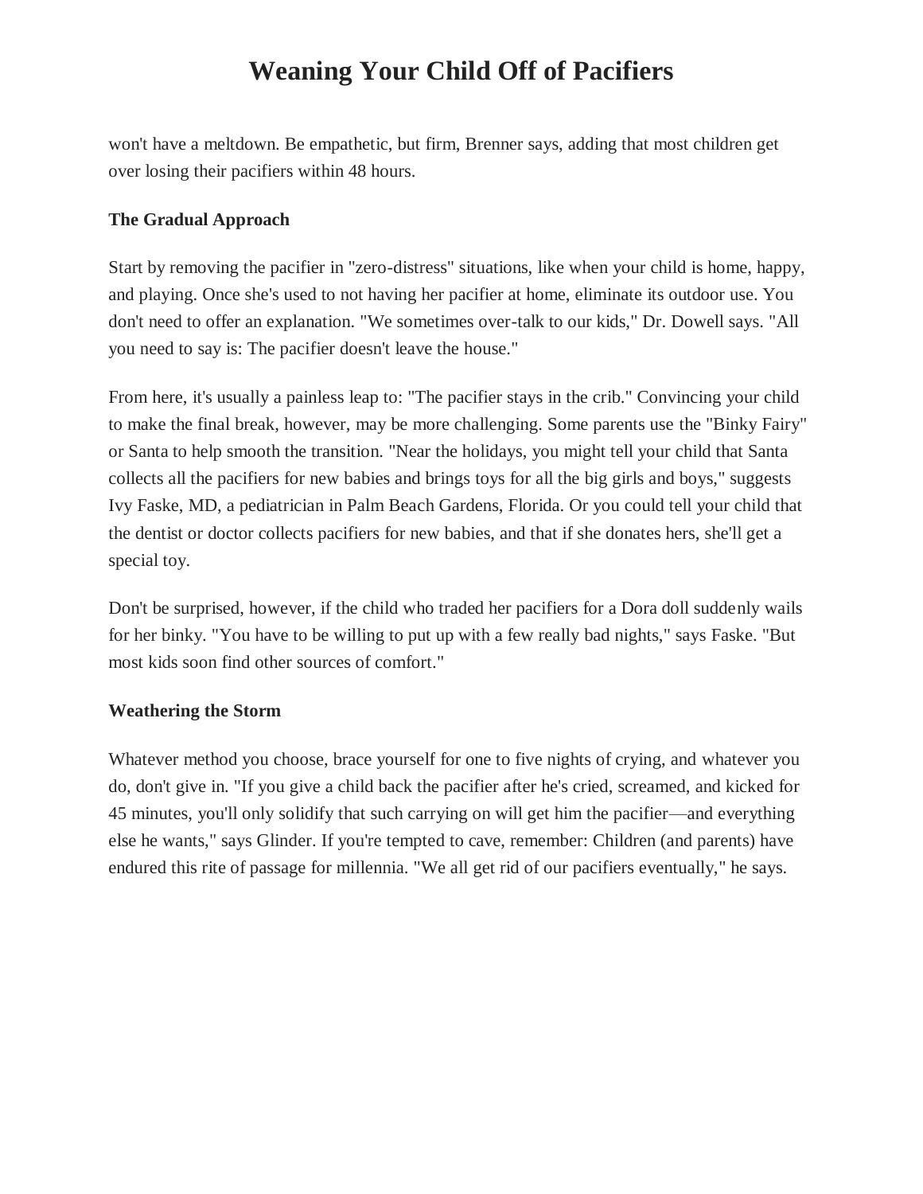won't have a meltdown. Be empathetic, but firm, Brenner says, adding that most children get over losing their pacifiers within 48 hours.

**The Gradual Approach**

Start by removing the pacifier in "zero-distress" situations, like when your child is home, happy, and playing. Once she's used to not having her pacifier at home, eliminate its outdoor use. You don't need to offer an explanation. "We sometimes over-talk to our kids," Dr. Dowell says. "All you need to say is: The pacifier doesn't leave the house."

From here, it's usually a painless leap to: "The pacifier stays in the crib." Convincing your child to make the final break, however, may be more challenging. Some parents use the "Binky Fairy" or Santa to help smooth the transition. "Near the holidays, you might tell your child that Santa collects all the pacifiers for new babies and brings toys for all the big girls and boys," suggests Ivy Faske, MD, a pediatrician in Palm Beach Gardens, Florida. Or you could tell your child that the dentist or doctor collects pacifiers for new babies, and that if she donates hers, she'll get a special toy.

Don't be surprised, however, if the child who traded her pacifiers for a Dora doll suddenly wails for her binky. "You have to be willing to put up with a few really bad nights," says Faske. "But most kids soon find other sources of comfort."

**Weathering the Storm**

Whatever method you choose, brace yourself for one to five nights of crying, and whatever you do, don't give in. "If you give a child back the pacifier after he's cried, screamed, and kicked for 45 minutes, you'll only solidify that such carrying on will get him the pacifier—and everything else he wants," says Glinder. If you're tempted to cave, remember: Children (and parents) have endured this rite of passage for millennia. "We all get rid of our pacifiers eventually," he says.